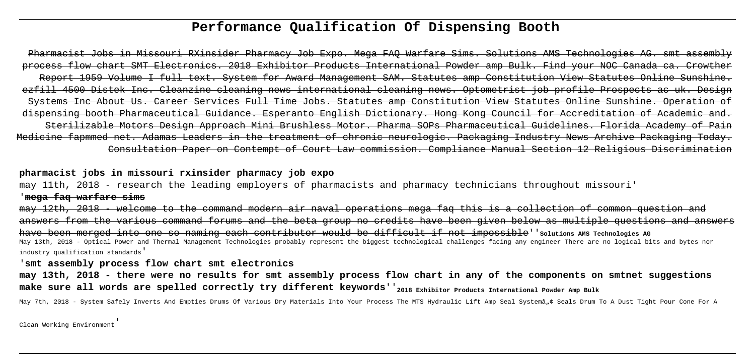# Performance Qualification Of Dispensing Booth

Pharmacist Jobs in Missouri RXinsider Pharmacy Job Expo. Mega FAQ Warfare Sims. Solutions AMS Technologies AG. smt assembly process flow chart SMT Electronics. 2018 Exhibitor Products International Powder amp Bulk. Find your NOC Canada ca. Crowther Report 1959 Volume I full text. System for Award Management SAM. Statutes amp Constitution View Statutes Online Sunshine. ezfill 4500 Distek Inc. Cleanzine cleaning news international cleaning news. Optometrist job profile Prospects ac uk. Design Systems Inc About Us. Career Services Full Time Jobs. Statutes amp Constitution View Statutes Online Sunshine. Operation of dispensing booth Pharmaceutical Guidance. Esperanto English Dictionary. Hong Kong Council for Accreditation of Academic and. Sterilizable Motors Design Approach Mini Brushless Motor. Pharma SOPs Pharmaceutical Guidelines. Florida Academy of Pain Medicine fapmmed net. Adamas Leaders in the treatment of chronic neurologic. Packaging Industry News Archive Packaging Today. Consultation Paper on Contempt of Court Law commission. Compliance Manual Section 12 Religious Discrimination

**pharmacist jobs in missouri rxinsider pharmacy job expo**

may 11th, 2018 - research the leading employers of pharmacists and pharmacy technicians throughout missouri'

'**mega faq warfare sims**

may 12th, 2018 - welcome to the command modern air naval operations mega faq this is a collection of common question and answers from the various command forums and the beta group no credits have been given below as multiple questions and answers have been merged into one so naming each contributor would be difficult if not impossible''**Solutions AMS Technologies AG**

May 13th, 2018 - Optical Power and Thermal Management Technologies probably represent the biggest technological challenges facing any engineer There are no logical bits and bytes nor industry qualification standards'

'**smt assembly process flow chart smt electronics**

**may 13th, 2018 - there were no results for smt assembly process flow chart in any of the components on smtnet suggestions make sure all words are spelled correctly try different keywords**''**2018 Exhibitor Products International Powder Amp Bulk**

May 7th, 2018 - System Safely Inverts And Empties Drums Of Various Dry Materials Into Your Process The MTS Hydraulic Lift Amp Seal Systemâ„¢ Seals Drum To A Dust Tight Pour Cone For A Clean Working Environment'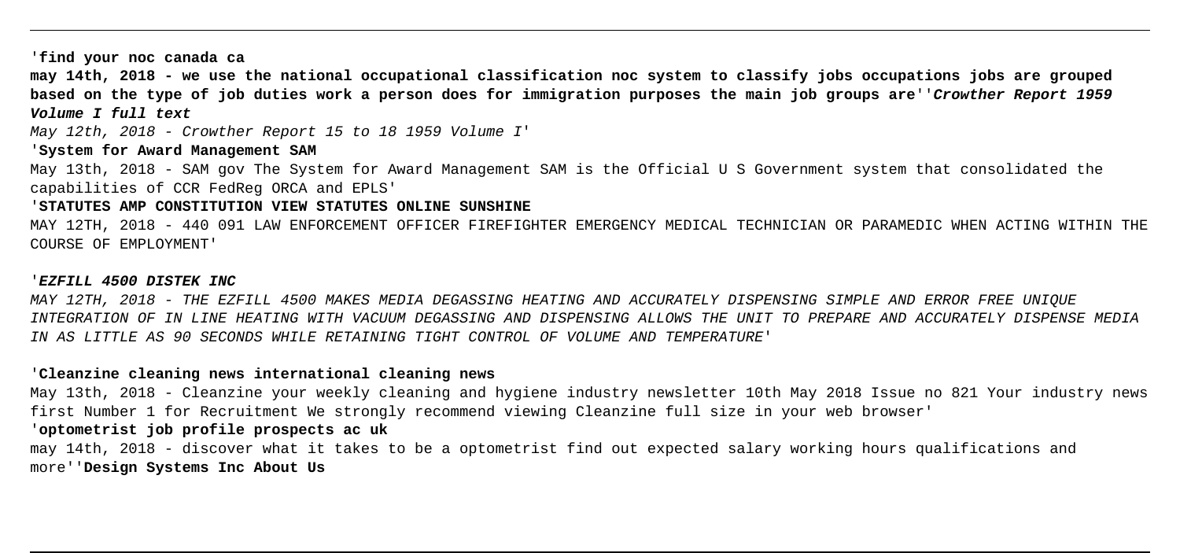'**find your noc canada ca**

**may 14th, 2018 - we use the national occupational classification noc system to classify jobs occupations jobs are grouped based on the type of job duties work a person does for immigration purposes the main job groups are**''***Crowther Report 1959 Volume I full text***

*May 12th, 2018 - Crowther Report 15 to 18 1959 Volume I*'

'**System for Award Management SAM**

May 13th, 2018 - SAM gov The System for Award Management SAM is the Official U S Government system that consolidated the capabilities of CCR FedReg ORCA and EPLS'

'**STATUTES AMP CONSTITUTION VIEW STATUTES ONLINE SUNSHINE**

MAY 12TH, 2018 - 440 091 LAW ENFORCEMENT OFFICER FIREFIGHTER EMERGENCY MEDICAL TECHNICIAN OR PARAMEDIC WHEN ACTING WITHIN THE COURSE OF EMPLOYMENT'

'***EZFILL 4500 DISTEK INC***

*MAY 12TH, 2018 - THE EZFILL 4500 MAKES MEDIA DEGASSING HEATING AND ACCURATELY DISPENSING SIMPLE AND ERROR FREE UNIQUE INTEGRATION OF IN LINE HEATING WITH VACUUM DEGASSING AND DISPENSING ALLOWS THE UNIT TO PREPARE AND ACCURATELY DISPENSE MEDIA IN AS LITTLE AS 90 SECONDS WHILE RETAINING TIGHT CONTROL OF VOLUME AND TEMPERATURE*'

'**Cleanzine cleaning news international cleaning news**

May 13th, 2018 - Cleanzine your weekly cleaning and hygiene industry newsletter 10th May 2018 Issue no 821 Your industry news first Number 1 for Recruitment We strongly recommend viewing Cleanzine full size in your web browser'

'**optometrist job profile prospects ac uk**

may 14th, 2018 - discover what it takes to be a optometrist find out expected salary working hours qualifications and more''**Design Systems Inc About Us**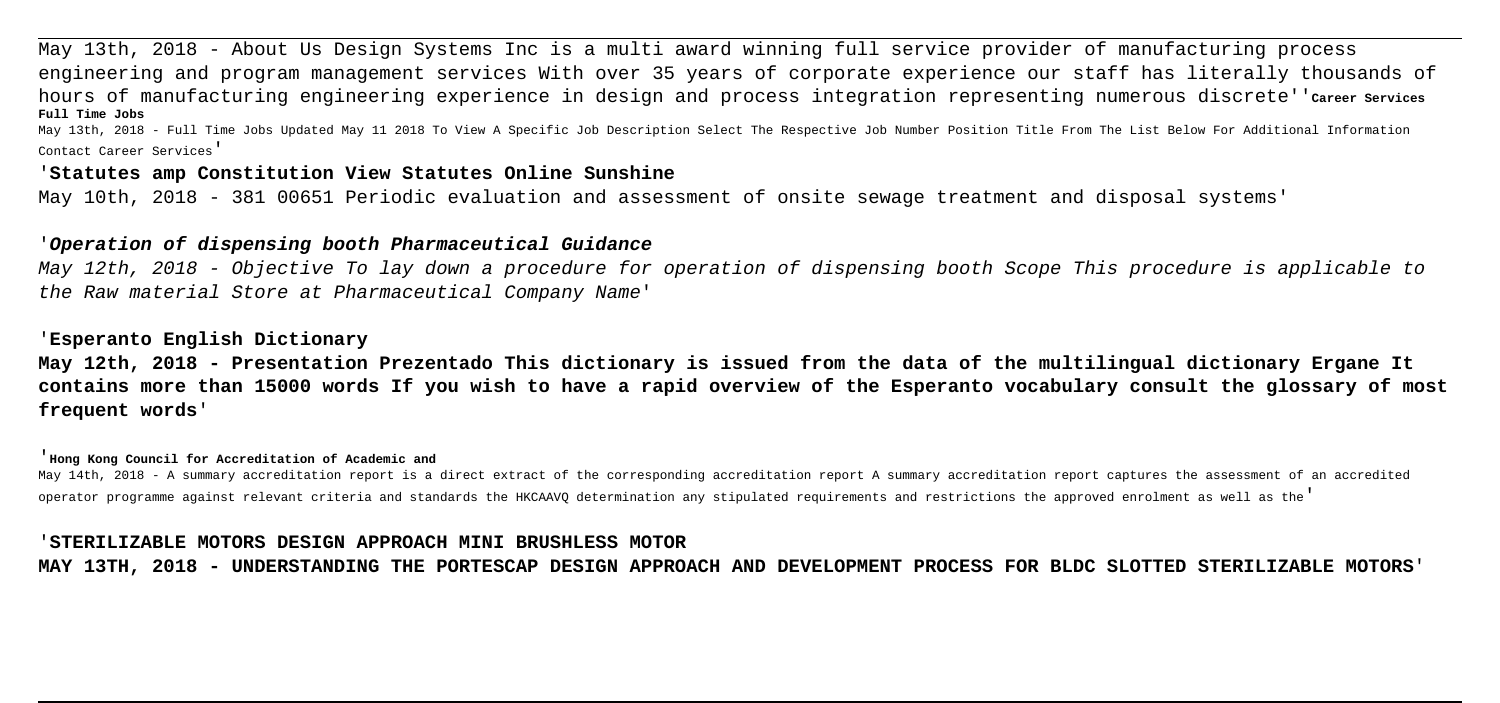May 13th, 2018 - About Us Design Systems Inc is a multi award winning full service provider of manufacturing process engineering and program management services With over 35 years of corporate experience our staff has literally thousands of hours of manufacturing engineering experience in design and process integration representing numerous discrete''**Career Services Full Time Jobs**

May 13th, 2018 - Full Time Jobs Updated May 11 2018 To View A Specific Job Description Select The Respective Job Number Position Title From The List Below For Additional Information Contact Career Services'

'**Statutes amp Constitution View Statutes Online Sunshine**

May 10th, 2018 - 381 00651 Periodic evaluation and assessment of onsite sewage treatment and disposal systems'

'***Operation of dispensing booth Pharmaceutical Guidance***

*May 12th, 2018 - Objective To lay down a procedure for operation of dispensing booth Scope This procedure is applicable to the Raw material Store at Pharmaceutical Company Name'*

'**Esperanto English Dictionary**

**May 12th, 2018 - Presentation Prezentado This dictionary is issued from the data of the multilingual dictionary Ergane It contains more than 15000 words If you wish to have a rapid overview of the Esperanto vocabulary consult the glossary of most frequent words'**

'**Hong Kong Council for Accreditation of Academic and**

May 14th, 2018 - A summary accreditation report is a direct extract of the corresponding accreditation report A summary accreditation report captures the assessment of an accredited operator programme against relevant criteria and standards the HKCAAVQ determination any stipulated requirements and restrictions the approved enrolment as well as the'

'**STERILIZABLE MOTORS DESIGN APPROACH MINI BRUSHLESS MOTOR**

**MAY 13TH, 2018 - UNDERSTANDING THE PORTESCAP DESIGN APPROACH AND DEVELOPMENT PROCESS FOR BLDC SLOTTED STERILIZABLE MOTORS'**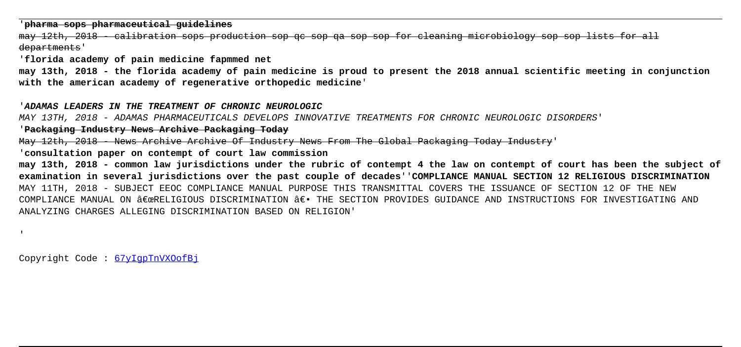'~~**pharma sops pharmaceutical guidelines**~~

~~may 12th, 2018 - calibration sops production sop qc sop qa sop sop for cleaning microbiology sop sop lists for all departments~~'

'**florida academy of pain medicine fapmmed net**

**may 13th, 2018 - the florida academy of pain medicine is proud to present the 2018 annual scientific meeting in conjunction with the american academy of regenerative orthopedic medicine**'

'***ADAMAS LEADERS IN THE TREATMENT OF CHRONIC NEUROLOGIC***

*MAY 13TH, 2018 - ADAMAS PHARMACEUTICALS DEVELOPS INNOVATIVE TREATMENTS FOR CHRONIC NEUROLOGIC DISORDERS*'

'~~**Packaging Industry News Archive Packaging Today**~~

~~May 12th, 2018 - News Archive Archive Of Industry News From The Global Packaging Today Industry~~'

'**consultation paper on contempt of court law commission**

**may 13th, 2018 - common law jurisdictions under the rubric of contempt 4 the law on contempt of court has been the subject of examination in several jurisdictions over the past couple of decades**''**COMPLIANCE MANUAL SECTION 12 RELIGIOUS DISCRIMINATION**

MAY 11TH, 2018 - SUBJECT EEOC COMPLIANCE MANUAL PURPOSE THIS TRANSMITTAL COVERS THE ISSUANCE OF SECTION 12 OF THE NEW COMPLIANCE MANUAL ON â€œRELIGIOUS DISCRIMINATION â€• THE SECTION PROVIDES GUIDANCE AND INSTRUCTIONS FOR INVESTIGATING AND ANALYZING CHARGES ALLEGING DISCRIMINATION BASED ON RELIGION'

'

Copyright Code : 67yIgpTnVXOofBj